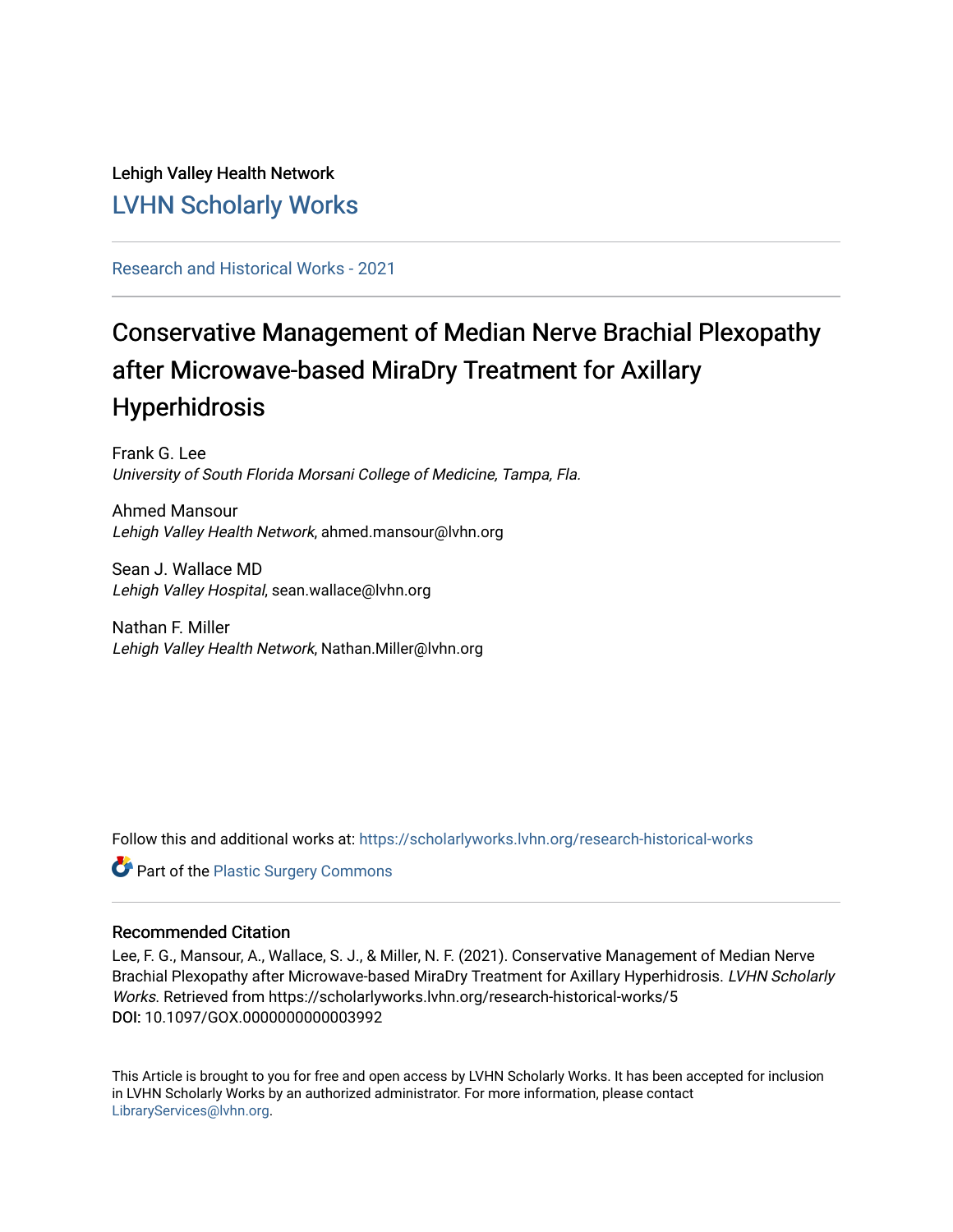Lehigh Valley Health Network

[LVHN Scholarly Works](https://scholarlyworks.lvhn.org)

Research and Historical Works - 2021

# Conservative Management of Median Nerve Brachial Plexopathy after Microwave-based MiraDry Treatment for Axillary Hyperhidrosis

Frank G. Lee
*University of South Florida Morsani College of Medicine, Tampa, Fla.*

Ahmed Mansour
*Lehigh Valley Health Network*, ahmed.mansour@lvhn.org

Sean J. Wallace MD
*Lehigh Valley Hospital*, sean.wallace@lvhn.org

Nathan F. Miller
*Lehigh Valley Health Network*, Nathan.Miller@lvhn.org

Follow this and additional works at: https://scholarlyworks.lvhn.org/research-historical-works

Part of the Plastic Surgery Commons

### Recommended Citation

Lee, F. G., Mansour, A., Wallace, S. J., & Miller, N. F. (2021). Conservative Management of Median Nerve Brachial Plexopathy after Microwave-based MiraDry Treatment for Axillary Hyperhidrosis. *LVHN Scholarly Works*. Retrieved from https://scholarlyworks.lvhn.org/research-historical-works/5
**DOI:** 10.1097/GOX.0000000000003992

This Article is brought to you for free and open access by LVHN Scholarly Works. It has been accepted for inclusion in LVHN Scholarly Works by an authorized administrator. For more information, please contact LibraryServices@lvhn.org.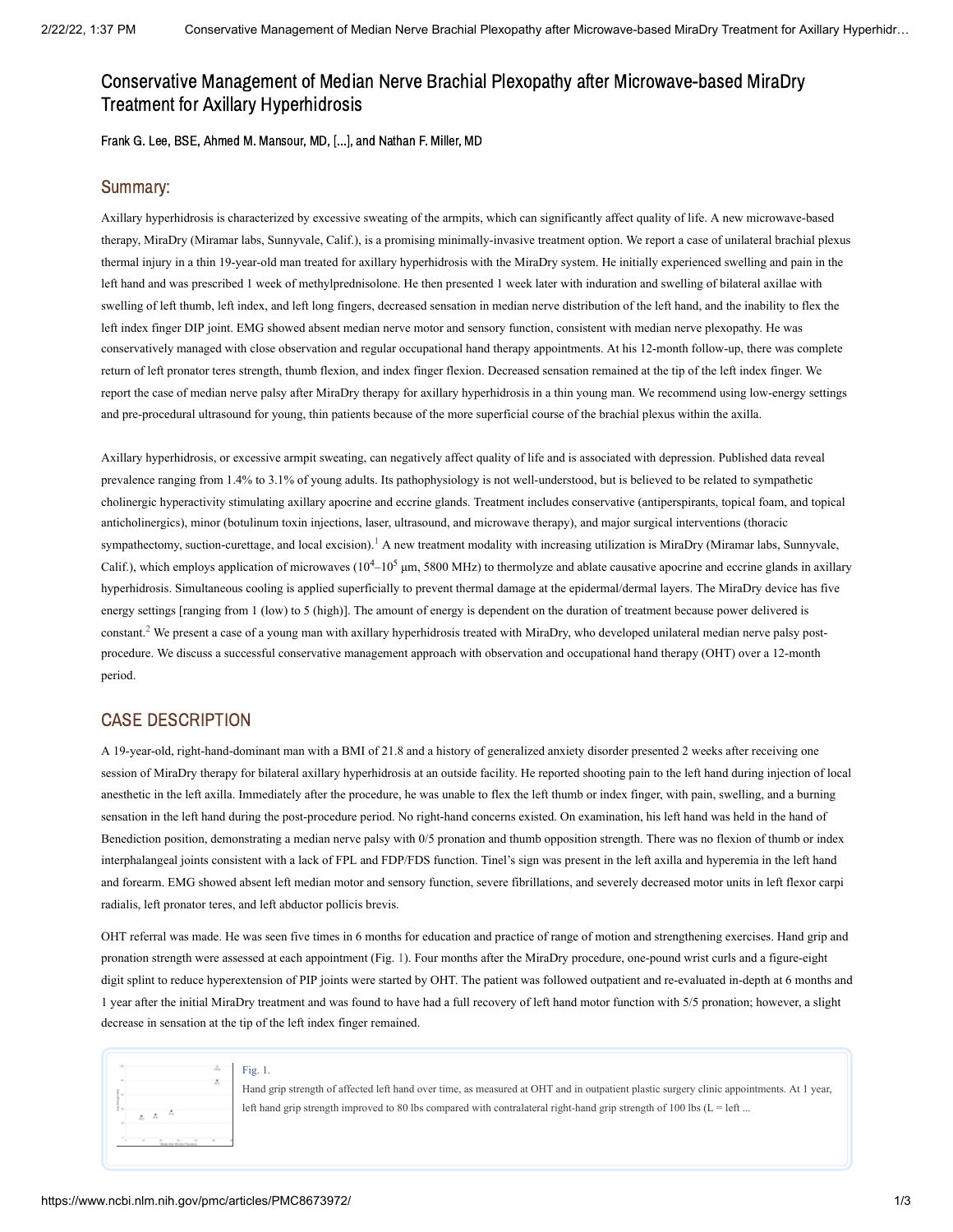# Conservative Management of Median Nerve Brachial Plexopathy after Microwave-based MiraDry Treatment for Axillary Hyperhidrosis

Frank G. Lee, BSE, Ahmed M. Mansour, MD, [...], and Nathan F. Miller, MD

## Summary:

Axillary hyperhidrosis is characterized by excessive sweating of the armpits, which can significantly affect quality of life. A new microwave-based therapy, MiraDry (Miramar labs, Sunnyvale, Calif.), is a promising minimally-invasive treatment option. We report a case of unilateral brachial plexus thermal injury in a thin 19-year-old man treated for axillary hyperhidrosis with the MiraDry system. He initially experienced swelling and pain in the left hand and was prescribed 1 week of methylprednisolone. He then presented 1 week later with induration and swelling of bilateral axillae with swelling of left thumb, left index, and left long fingers, decreased sensation in median nerve distribution of the left hand, and the inability to flex the left index finger DIP joint. EMG showed absent median nerve motor and sensory function, consistent with median nerve plexopathy. He was conservatively managed with close observation and regular occupational hand therapy appointments. At his 12-month follow-up, there was complete return of left pronator teres strength, thumb flexion, and index finger flexion. Decreased sensation remained at the tip of the left index finger. We report the case of median nerve palsy after MiraDry therapy for axillary hyperhidrosis in a thin young man. We recommend using low-energy settings and pre-procedural ultrasound for young, thin patients because of the more superficial course of the brachial plexus within the axilla.

Axillary hyperhidrosis, or excessive armpit sweating, can negatively affect quality of life and is associated with depression. Published data reveal prevalence ranging from 1.4% to 3.1% of young adults. Its pathophysiology is not well-understood, but is believed to be related to sympathetic cholinergic hyperactivity stimulating axillary apocrine and eccrine glands. Treatment includes conservative (antiperspirants, topical foam, and topical anticholinergics), minor (botulinum toxin injections, laser, ultrasound, and microwave therapy), and major surgical interventions (thoracic sympathectomy, suction-curettage, and local excision).[1] A new treatment modality with increasing utilization is MiraDry (Miramar labs, Sunnyvale, Calif.), which employs application of microwaves ($10^4$–$10^5$ μm, 5800 MHz) to thermolyze and ablate causative apocrine and eccrine glands in axillary hyperhidrosis. Simultaneous cooling is applied superficially to prevent thermal damage at the epidermal/dermal layers. The MiraDry device has five energy settings [ranging from 1 (low) to 5 (high)]. The amount of energy is dependent on the duration of treatment because power delivered is constant.[2] We present a case of a young man with axillary hyperhidrosis treated with MiraDry, who developed unilateral median nerve palsy post-procedure. We discuss a successful conservative management approach with observation and occupational hand therapy (OHT) over a 12-month period.

## CASE DESCRIPTION

A 19-year-old, right-hand-dominant man with a BMI of 21.8 and a history of generalized anxiety disorder presented 2 weeks after receiving one session of MiraDry therapy for bilateral axillary hyperhidrosis at an outside facility. He reported shooting pain to the left hand during injection of local anesthetic in the left axilla. Immediately after the procedure, he was unable to flex the left thumb or index finger, with pain, swelling, and a burning sensation in the left hand during the post-procedure period. No right-hand concerns existed. On examination, his left hand was held in the hand of Benediction position, demonstrating a median nerve palsy with 0/5 pronation and thumb opposition strength. There was no flexion of thumb or index interphalangeal joints consistent with a lack of FPL and FDP/FDS function. Tinel's sign was present in the left axilla and hyperemia in the left hand and forearm. EMG showed absent left median motor and sensory function, severe fibrillations, and severely decreased motor units in left flexor carpi radialis, left pronator teres, and left abductor pollicis brevis.

OHT referral was made. He was seen five times in 6 months for education and practice of range of motion and strengthening exercises. Hand grip and pronation strength were assessed at each appointment (Fig. 1). Four months after the MiraDry procedure, one-pound wrist curls and a figure-eight digit splint to reduce hyperextension of PIP joints were started by OHT. The patient was followed outpatient and re-evaluated in-depth at 6 months and 1 year after the initial MiraDry treatment and was found to have had a full recovery of left hand motor function with 5/5 pronation; however, a slight decrease in sensation at the tip of the left index finger remained.

Fig. 1.

Hand grip strength of affected left hand over time, as measured at OHT and in outpatient plastic surgery clinic appointments. At 1 year, left hand grip strength improved to 80 lbs compared with contralateral right-hand grip strength of 100 lbs (L = left ...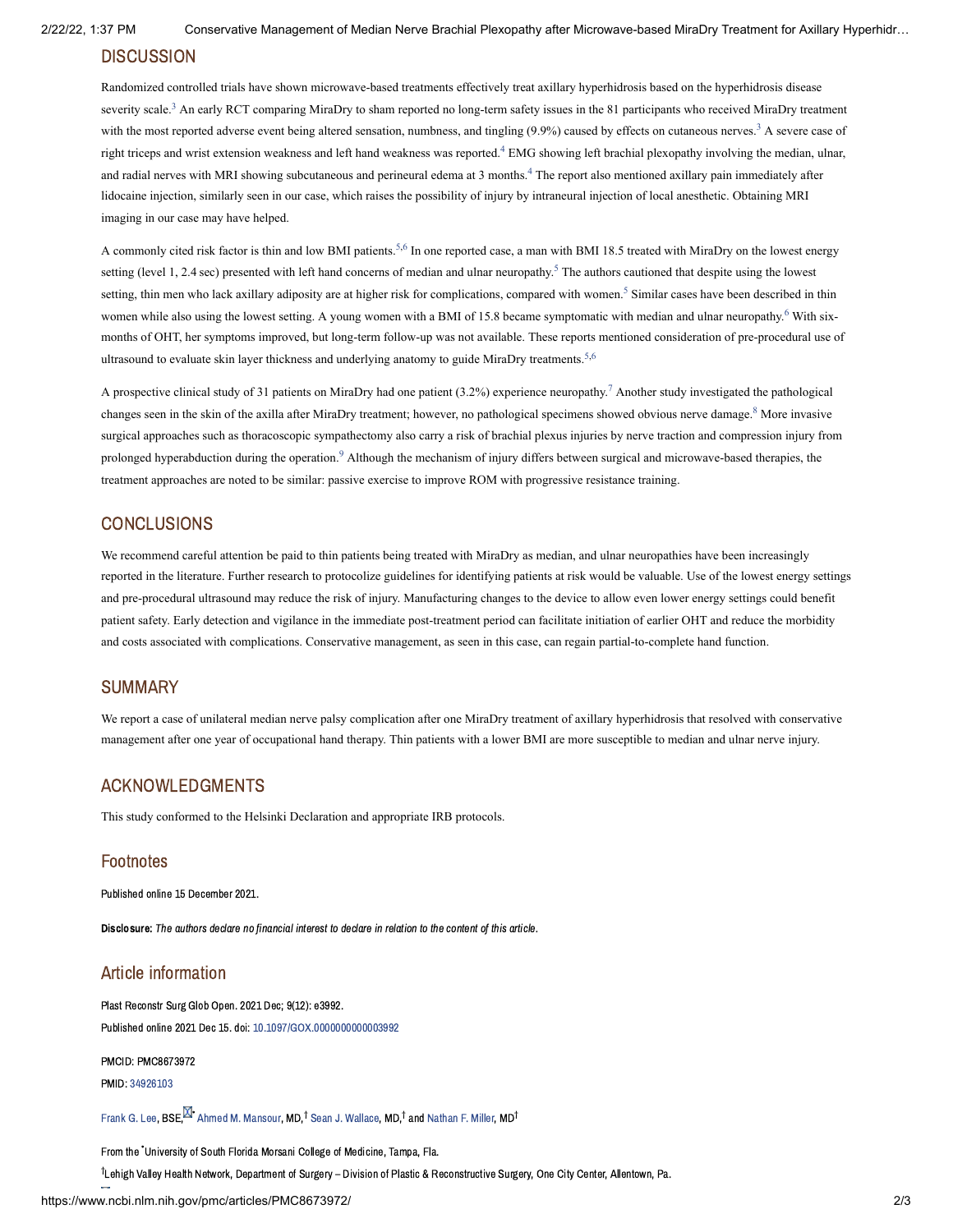## DISCUSSION

Randomized controlled trials have shown microwave-based treatments effectively treat axillary hyperhidrosis based on the hyperhidrosis disease severity scale.[3] An early RCT comparing MiraDry to sham reported no long-term safety issues in the 81 participants who received MiraDry treatment with the most reported adverse event being altered sensation, numbness, and tingling (9.9%) caused by effects on cutaneous nerves.[3] A severe case of right triceps and wrist extension weakness and left hand weakness was reported.[4] EMG showing left brachial plexopathy involving the median, ulnar, and radial nerves with MRI showing subcutaneous and perineural edema at 3 months.[4] The report also mentioned axillary pain immediately after lidocaine injection, similarly seen in our case, which raises the possibility of injury by intraneural injection of local anesthetic. Obtaining MRI imaging in our case may have helped.

A commonly cited risk factor is thin and low BMI patients.[5,6] In one reported case, a man with BMI 18.5 treated with MiraDry on the lowest energy setting (level 1, 2.4 sec) presented with left hand concerns of median and ulnar neuropathy.[5] The authors cautioned that despite using the lowest setting, thin men who lack axillary adiposity are at higher risk for complications, compared with women.[5] Similar cases have been described in thin women while also using the lowest setting. A young women with a BMI of 15.8 became symptomatic with median and ulnar neuropathy.[6] With six-months of OHT, her symptoms improved, but long-term follow-up was not available. These reports mentioned consideration of pre-procedural use of ultrasound to evaluate skin layer thickness and underlying anatomy to guide MiraDry treatments.[5,6]

A prospective clinical study of 31 patients on MiraDry had one patient (3.2%) experience neuropathy.[7] Another study investigated the pathological changes seen in the skin of the axilla after MiraDry treatment; however, no pathological specimens showed obvious nerve damage.[8] More invasive surgical approaches such as thoracoscopic sympathectomy also carry a risk of brachial plexus injuries by nerve traction and compression injury from prolonged hyperabduction during the operation.[9] Although the mechanism of injury differs between surgical and microwave-based therapies, the treatment approaches are noted to be similar: passive exercise to improve ROM with progressive resistance training.

## CONCLUSIONS

We recommend careful attention be paid to thin patients being treated with MiraDry as median, and ulnar neuropathies have been increasingly reported in the literature. Further research to protocolize guidelines for identifying patients at risk would be valuable. Use of the lowest energy settings and pre-procedural ultrasound may reduce the risk of injury. Manufacturing changes to the device to allow even lower energy settings could benefit patient safety. Early detection and vigilance in the immediate post-treatment period can facilitate initiation of earlier OHT and reduce the morbidity and costs associated with complications. Conservative management, as seen in this case, can regain partial-to-complete hand function.

## SUMMARY

We report a case of unilateral median nerve palsy complication after one MiraDry treatment of axillary hyperhidrosis that resolved with conservative management after one year of occupational hand therapy. Thin patients with a lower BMI are more susceptible to median and ulnar nerve injury.

## ACKNOWLEDGMENTS

This study conformed to the Helsinki Declaration and appropriate IRB protocols.

## Footnotes

Published online 15 December 2021.

**Disclosure:** *The authors declare no financial interest to declare in relation to the content of this article.*

## Article information

Plast Reconstr Surg Glob Open. 2021 Dec; 9(12): e3992.
Published online 2021 Dec 15. doi: 10.1097/GOX.0000000000003992

PMCID: PMC8673972
PMID: 34926103

Frank G. Lee, BSE,[*] Ahmed M. Mansour, MD,[†] Sean J. Wallace, MD,[†] and Nathan F. Miller, MD[†]

From the [*]University of South Florida Morsani College of Medicine, Tampa, Fla.
[†]Lehigh Valley Health Network, Department of Surgery – Division of Plastic & Reconstructive Surgery, One City Center, Allentown, Pa.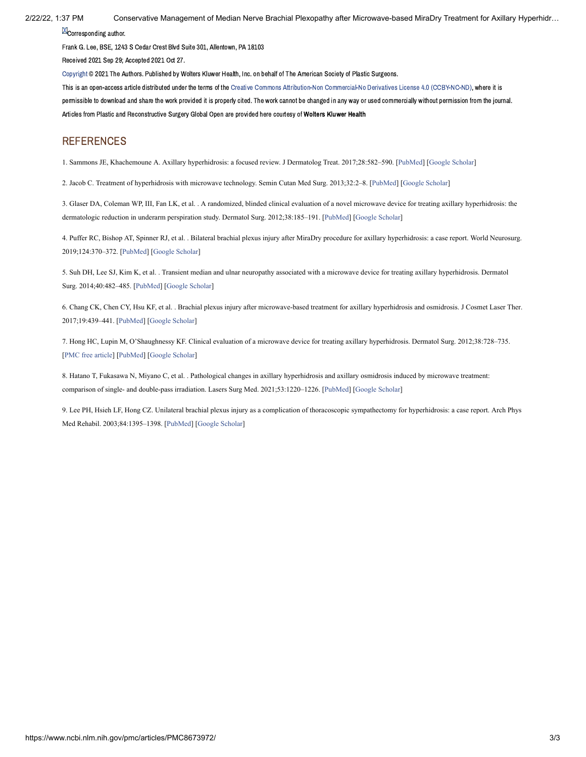Corresponding author.

Frank G. Lee, BSE, 1243 S Cedar Crest Blvd Suite 301, Allentown, PA 18103

Received 2021 Sep 29; Accepted 2021 Oct 27.

Copyright © 2021 The Authors. Published by Wolters Kluwer Health, Inc. on behalf of The American Society of Plastic Surgeons.

This is an open-access article distributed under the terms of the Creative Commons Attribution-Non Commercial-No Derivatives License 4.0 (CCBY-NC-ND), where it is permissible to download and share the work provided it is properly cited. The work cannot be changed in any way or used commercially without permission from the journal.

Articles from Plastic and Reconstructive Surgery Global Open are provided here courtesy of **Wolters Kluwer Health**

## REFERENCES

1. Sammons JE, Khachemoune A. Axillary hyperhidrosis: a focused review. J Dermatolog Treat. 2017;28:582–590. [PubMed] [Google Scholar]

2. Jacob C. Treatment of hyperhidrosis with microwave technology. Semin Cutan Med Surg. 2013;32:2–8. [PubMed] [Google Scholar]

3. Glaser DA, Coleman WP, III, Fan LK, et al. . A randomized, blinded clinical evaluation of a novel microwave device for treating axillary hyperhidrosis: the dermatologic reduction in underarm perspiration study. Dermatol Surg. 2012;38:185–191. [PubMed] [Google Scholar]

4. Puffer RC, Bishop AT, Spinner RJ, et al. . Bilateral brachial plexus injury after MiraDry procedure for axillary hyperhidrosis: a case report. World Neurosurg. 2019;124:370–372. [PubMed] [Google Scholar]

5. Suh DH, Lee SJ, Kim K, et al. . Transient median and ulnar neuropathy associated with a microwave device for treating axillary hyperhidrosis. Dermatol Surg. 2014;40:482–485. [PubMed] [Google Scholar]

6. Chang CK, Chen CY, Hsu KF, et al. . Brachial plexus injury after microwave-based treatment for axillary hyperhidrosis and osmidrosis. J Cosmet Laser Ther. 2017;19:439–441. [PubMed] [Google Scholar]

7. Hong HC, Lupin M, O'Shaughnessy KF. Clinical evaluation of a microwave device for treating axillary hyperhidrosis. Dermatol Surg. 2012;38:728–735. [PMC free article] [PubMed] [Google Scholar]

8. Hatano T, Fukasawa N, Miyano C, et al. . Pathological changes in axillary hyperhidrosis and axillary osmidrosis induced by microwave treatment: comparison of single- and double-pass irradiation. Lasers Surg Med. 2021;53:1220–1226. [PubMed] [Google Scholar]

9. Lee PH, Hsieh LF, Hong CZ. Unilateral brachial plexus injury as a complication of thoracoscopic sympathectomy for hyperhidrosis: a case report. Arch Phys Med Rehabil. 2003;84:1395–1398. [PubMed] [Google Scholar]